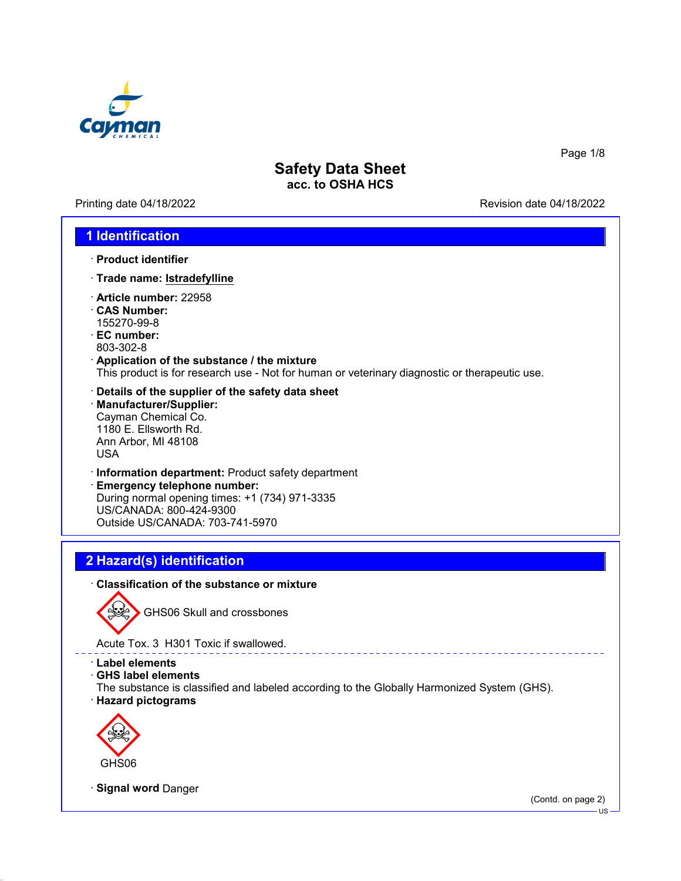# Safety Data Sheet
**acc. to OSHA HCS**

Printing date 04/18/2022 Revision date 04/18/2022

## 1 Identification

· **Product identifier**

· **Trade name: Istradefylline**

· **Article number:** 22958
· **CAS Number:**
155270-99-8
· **EC number:**
803-302-8
· **Application of the substance / the mixture**
This product is for research use - Not for human or veterinary diagnostic or therapeutic use.

· **Details of the supplier of the safety data sheet**
· **Manufacturer/Supplier:**
Cayman Chemical Co.
1180 E. Ellsworth Rd.
Ann Arbor, MI 48108
USA

· **Information department:** Product safety department
· **Emergency telephone number:**
During normal opening times: +1 (734) 971-3335
US/CANADA: 800-424-9300
Outside US/CANADA: 703-741-5970

## 2 Hazard(s) identification

· **Classification of the substance or mixture**

GHS06 Skull and crossbones

Acute Tox. 3 H301 Toxic if swallowed.

· **Label elements**
· **GHS label elements**
The substance is classified and labeled according to the Globally Harmonized System (GHS).
· **Hazard pictograms**

GHS06

· **Signal word** Danger

(Contd. on page 2)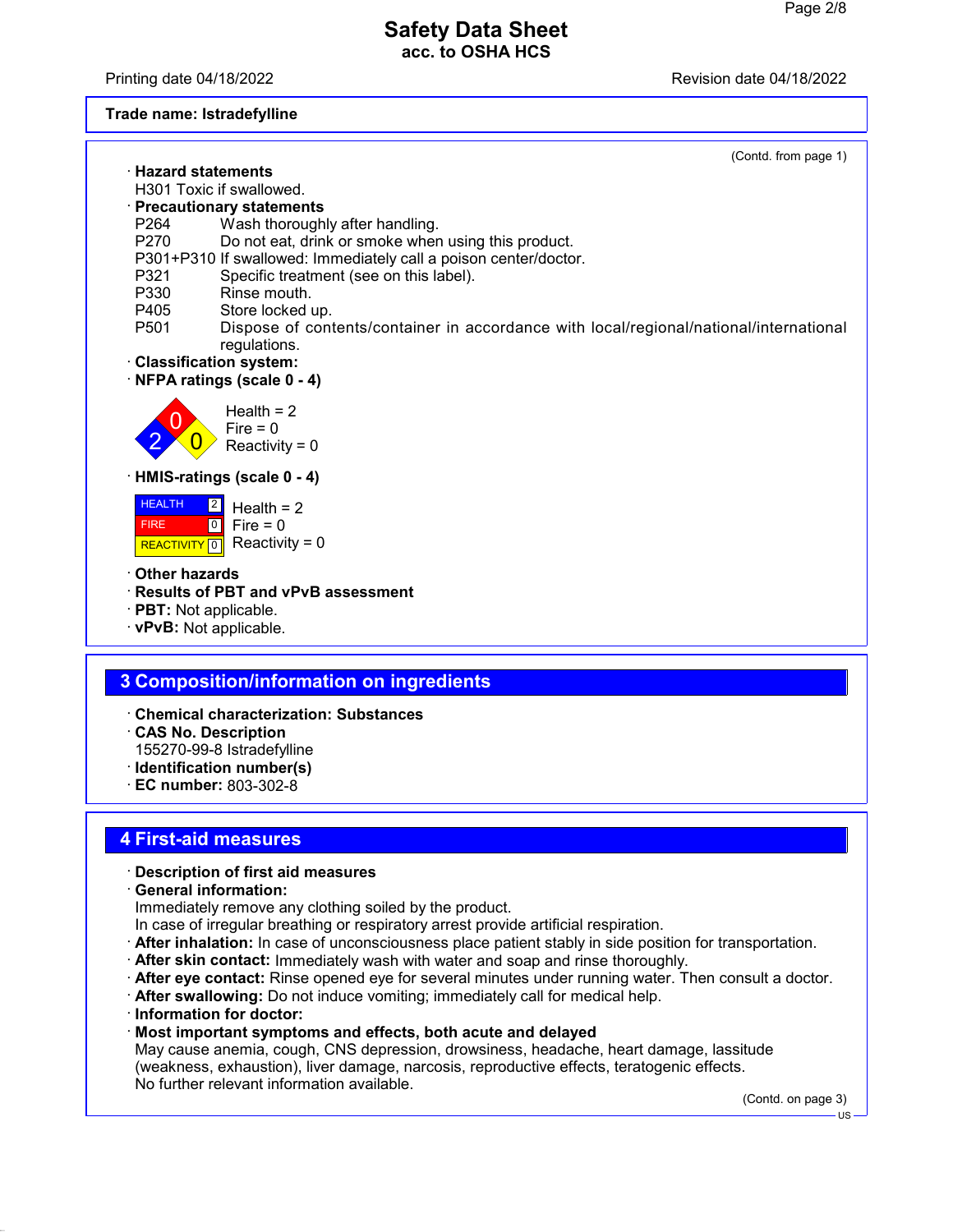(Contd. from page 1)

- **Hazard statements**
  H301 Toxic if swallowed.
- **Precautionary statements**

| | |
|---|---|
| P264 | Wash thoroughly after handling. |
| P270 | Do not eat, drink or smoke when using this product. |
| P301+P310 | If swallowed: Immediately call a poison center/doctor. |
| P321 | Specific treatment (see on this label). |
| P330 | Rinse mouth. |
| P405 | Store locked up. |
| P501 | Dispose of contents/container in accordance with local/regional/national/international regulations. |

- **Classification system:**
- **NFPA ratings (scale 0 - 4)**

  Health = 2
  Fire = 0
  Reactivity = 0

- **HMIS-ratings (scale 0 - 4)**

| | | |
|---|---|---|
| HEALTH | 2 | Health = 2 |
| FIRE | 0 | Fire = 0 |
| REACTIVITY | 0 | Reactivity = 0 |

- **Other hazards**
- **Results of PBT and vPvB assessment**
- **PBT:** Not applicable.
- **vPvB:** Not applicable.

## 3 Composition/information on ingredients

- **Chemical characterization: Substances**
- **CAS No. Description**
  155270-99-8 Istradefylline
- **Identification number(s)**
- **EC number:** 803-302-8

## 4 First-aid measures

- **Description of first aid measures**
- **General information:**
  Immediately remove any clothing soiled by the product.
  In case of irregular breathing or respiratory arrest provide artificial respiration.
- **After inhalation:** In case of unconsciousness place patient stably in side position for transportation.
- **After skin contact:** Immediately wash with water and soap and rinse thoroughly.
- **After eye contact:** Rinse opened eye for several minutes under running water. Then consult a doctor.
- **After swallowing:** Do not induce vomiting; immediately call for medical help.
- **Information for doctor:**
- **Most important symptoms and effects, both acute and delayed**
  May cause anemia, cough, CNS depression, drowsiness, headache, heart damage, lassitude (weakness, exhaustion), liver damage, narcosis, reproductive effects, teratogenic effects.
  No further relevant information available.

(Contd. on page 3)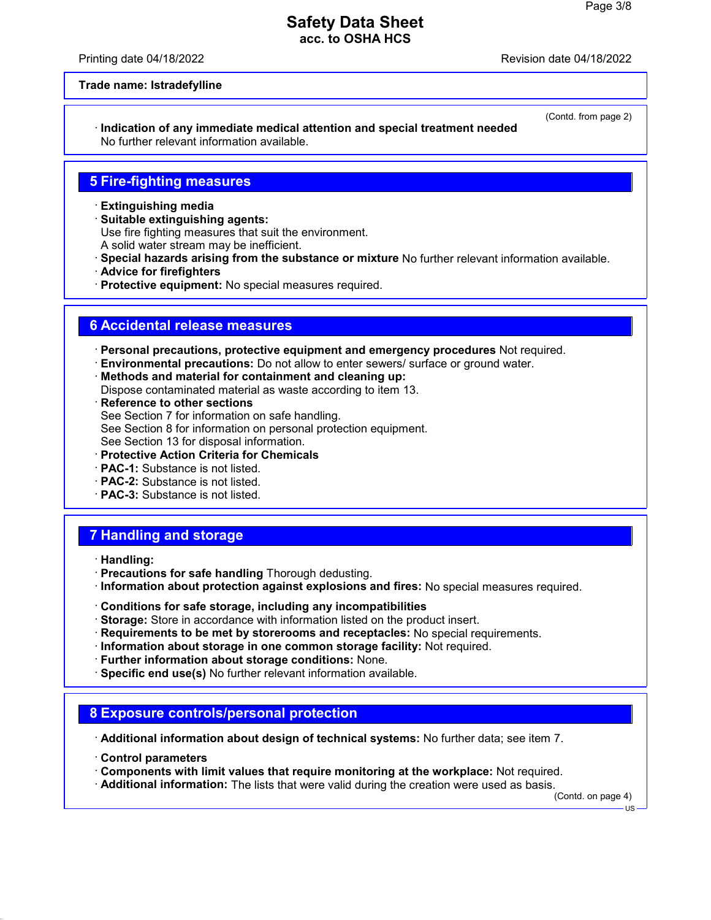**Trade name: Istradefylline**

(Contd. from page 2)

· **Indication of any immediate medical attention and special treatment needed**
No further relevant information available.

## 5 Fire-fighting measures

· **Extinguishing media**
· **Suitable extinguishing agents:**
Use fire fighting measures that suit the environment.
A solid water stream may be inefficient.
· **Special hazards arising from the substance or mixture** No further relevant information available.
· **Advice for firefighters**
· **Protective equipment:** No special measures required.

## 6 Accidental release measures

· **Personal precautions, protective equipment and emergency procedures** Not required.
· **Environmental precautions:** Do not allow to enter sewers/ surface or ground water.
· **Methods and material for containment and cleaning up:**
Dispose contaminated material as waste according to item 13.
· **Reference to other sections**
See Section 7 for information on safe handling.
See Section 8 for information on personal protection equipment.
See Section 13 for disposal information.
· **Protective Action Criteria for Chemicals**
· **PAC-1:** Substance is not listed.
· **PAC-2:** Substance is not listed.
· **PAC-3:** Substance is not listed.

## 7 Handling and storage

· **Handling:**
· **Precautions for safe handling** Thorough dedusting.
· **Information about protection against explosions and fires:** No special measures required.

· **Conditions for safe storage, including any incompatibilities**
· **Storage:** Store in accordance with information listed on the product insert.
· **Requirements to be met by storerooms and receptacles:** No special requirements.
· **Information about storage in one common storage facility:** Not required.
· **Further information about storage conditions:** None.
· **Specific end use(s)** No further relevant information available.

## 8 Exposure controls/personal protection

· **Additional information about design of technical systems:** No further data; see item 7.

· **Control parameters**
· **Components with limit values that require monitoring at the workplace:** Not required.
· **Additional information:** The lists that were valid during the creation were used as basis.

(Contd. on page 4)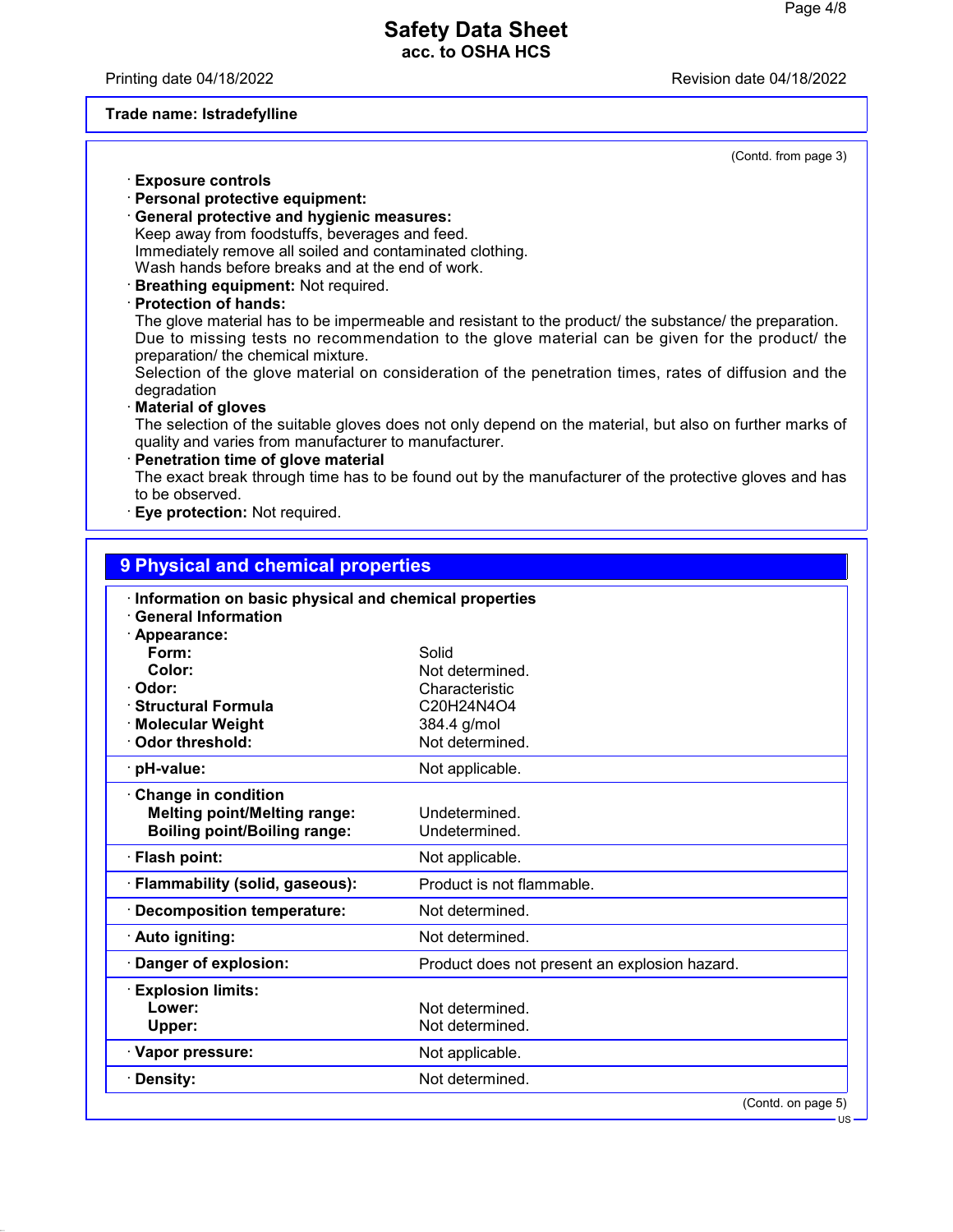**Trade name: Istradefylline**

(Contd. from page 3)

· **Exposure controls**
· **Personal protective equipment:**
· **General protective and hygienic measures:**
Keep away from foodstuffs, beverages and feed.
Immediately remove all soiled and contaminated clothing.
Wash hands before breaks and at the end of work.
· **Breathing equipment:** Not required.
· **Protection of hands:**
The glove material has to be impermeable and resistant to the product/ the substance/ the preparation.
Due to missing tests no recommendation to the glove material can be given for the product/ the preparation/ the chemical mixture.
Selection of the glove material on consideration of the penetration times, rates of diffusion and the degradation
· **Material of gloves**
The selection of the suitable gloves does not only depend on the material, but also on further marks of quality and varies from manufacturer to manufacturer.
· **Penetration time of glove material**
The exact break through time has to be found out by the manufacturer of the protective gloves and has to be observed.
· **Eye protection:** Not required.

## 9 Physical and chemical properties

· **Information on basic physical and chemical properties**
· **General Information**

| | |
|---|---|
| · **Appearance:** | |
| **Form:** | Solid |
| **Color:** | Not determined. |
| · **Odor:** | Characteristic |
| · **Structural Formula** | $C_{20}H_{24}N_4O_4$ |
| · **Molecular Weight** | 384.4 g/mol |
| · **Odor threshold:** | Not determined. |
| · **pH-value:** | Not applicable. |
| · **Change in condition** | |
| **Melting point/Melting range:** | Undetermined. |
| **Boiling point/Boiling range:** | Undetermined. |
| · **Flash point:** | Not applicable. |
| · **Flammability (solid, gaseous):** | Product is not flammable. |
| · **Decomposition temperature:** | Not determined. |
| · **Auto igniting:** | Not determined. |
| · **Danger of explosion:** | Product does not present an explosion hazard. |
| · **Explosion limits:** | |
| **Lower:** | Not determined. |
| **Upper:** | Not determined. |
| · **Vapor pressure:** | Not applicable. |
| · **Density:** | Not determined. |

(Contd. on page 5)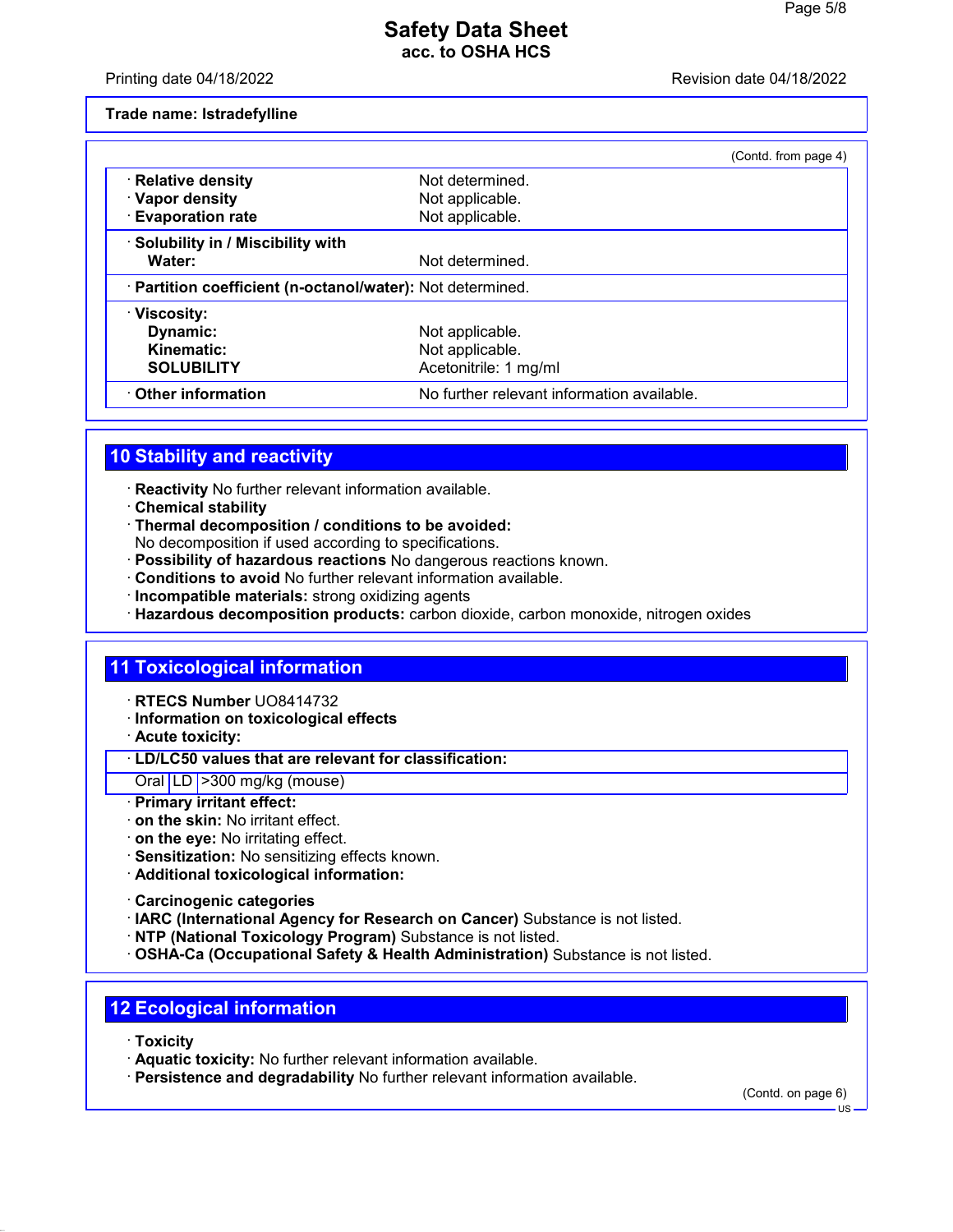**Trade name: Istradefylline**

(Contd. from page 4)

| | |
|---|---|
| · **Relative density** | Not determined. |
| · **Vapor density** | Not applicable. |
| · **Evaporation rate** | Not applicable. |
| · **Solubility in / Miscibility with** | |
| **Water:** | Not determined. |
| · **Partition coefficient (n-octanol/water):** | Not determined. |
| · **Viscosity:** | |
| **Dynamic:** | Not applicable. |
| **Kinematic:** | Not applicable. |
| **SOLUBILITY** | Acetonitrile: 1 mg/ml |
| · **Other information** | No further relevant information available. |

## 10 Stability and reactivity

· **Reactivity** No further relevant information available.
· **Chemical stability**
· **Thermal decomposition / conditions to be avoided:**
No decomposition if used according to specifications.
· **Possibility of hazardous reactions** No dangerous reactions known.
· **Conditions to avoid** No further relevant information available.
· **Incompatible materials:** strong oxidizing agents
· **Hazardous decomposition products:** carbon dioxide, carbon monoxide, nitrogen oxides

## 11 Toxicological information

· **RTECS Number** UO8414732
· **Information on toxicological effects**
· **Acute toxicity:**

| · **LD/LC50 values that are relevant for classification:** | | |
|---|---|---|
| Oral | LD | >300 mg/kg (mouse) |

· **Primary irritant effect:**
· **on the skin:** No irritant effect.
· **on the eye:** No irritating effect.
· **Sensitization:** No sensitizing effects known.
· **Additional toxicological information:**

· **Carcinogenic categories**
· **IARC (International Agency for Research on Cancer)** Substance is not listed.
· **NTP (National Toxicology Program)** Substance is not listed.
· **OSHA-Ca (Occupational Safety & Health Administration)** Substance is not listed.

## 12 Ecological information

· **Toxicity**
· **Aquatic toxicity:** No further relevant information available.
· **Persistence and degradability** No further relevant information available.

(Contd. on page 6)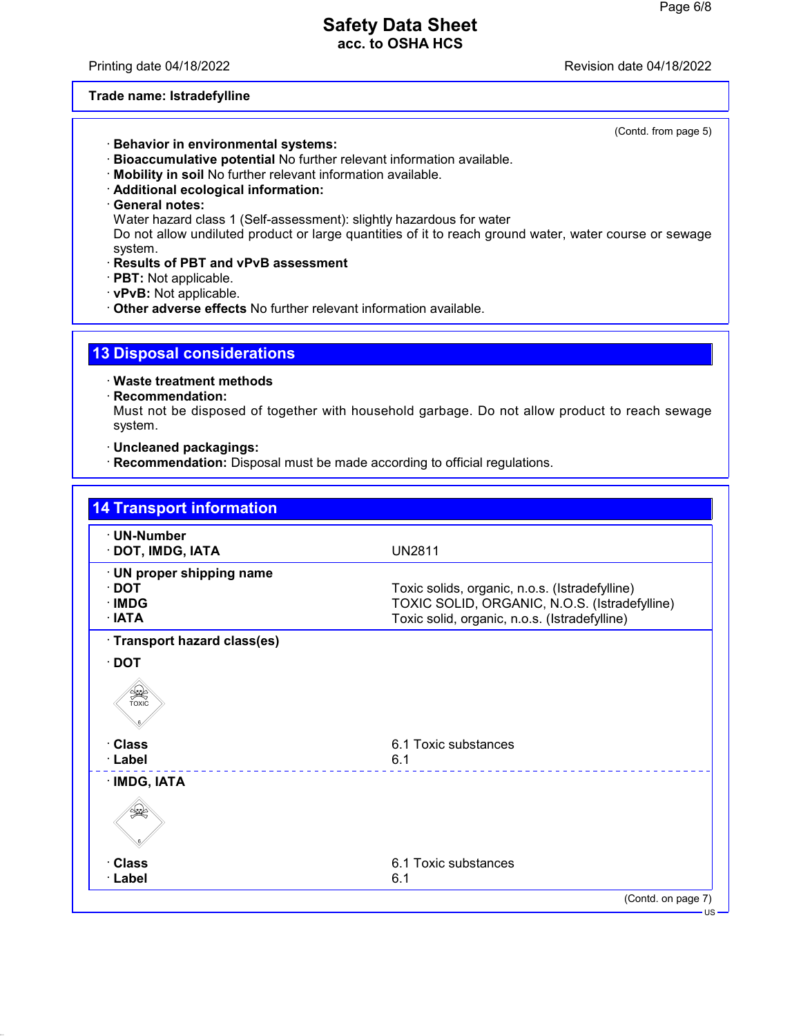**Trade name: Istradefylline**

(Contd. from page 5)

· **Behavior in environmental systems:**
· **Bioaccumulative potential** No further relevant information available.
· **Mobility in soil** No further relevant information available.
· **Additional ecological information:**
· **General notes:**
Water hazard class 1 (Self-assessment): slightly hazardous for water
Do not allow undiluted product or large quantities of it to reach ground water, water course or sewage system.
· **Results of PBT and vPvB assessment**
· **PBT:** Not applicable.
· **vPvB:** Not applicable.
· **Other adverse effects** No further relevant information available.

## 13 Disposal considerations

· **Waste treatment methods**
· **Recommendation:**
Must not be disposed of together with household garbage. Do not allow product to reach sewage system.

· **Uncleaned packagings:**
· **Recommendation:** Disposal must be made according to official regulations.

## 14 Transport information

| | |
|---|---|
| · **UN-Number** | |
| · **DOT, IMDG, IATA** | UN2811 |
| · **UN proper shipping name** | |
| · **DOT** | Toxic solids, organic, n.o.s. (Istradefylline) |
| · **IMDG** | TOXIC SOLID, ORGANIC, N.O.S. (Istradefylline) |
| · **IATA** | Toxic solid, organic, n.o.s. (Istradefylline) |
| · **Transport hazard class(es)** | |
| · **DOT** | |
| · **Class** | 6.1 Toxic substances |
| · **Label** | 6.1 |
| · **IMDG, IATA** | |
| · **Class** | 6.1 Toxic substances |
| · **Label** | 6.1 |

(Contd. on page 7)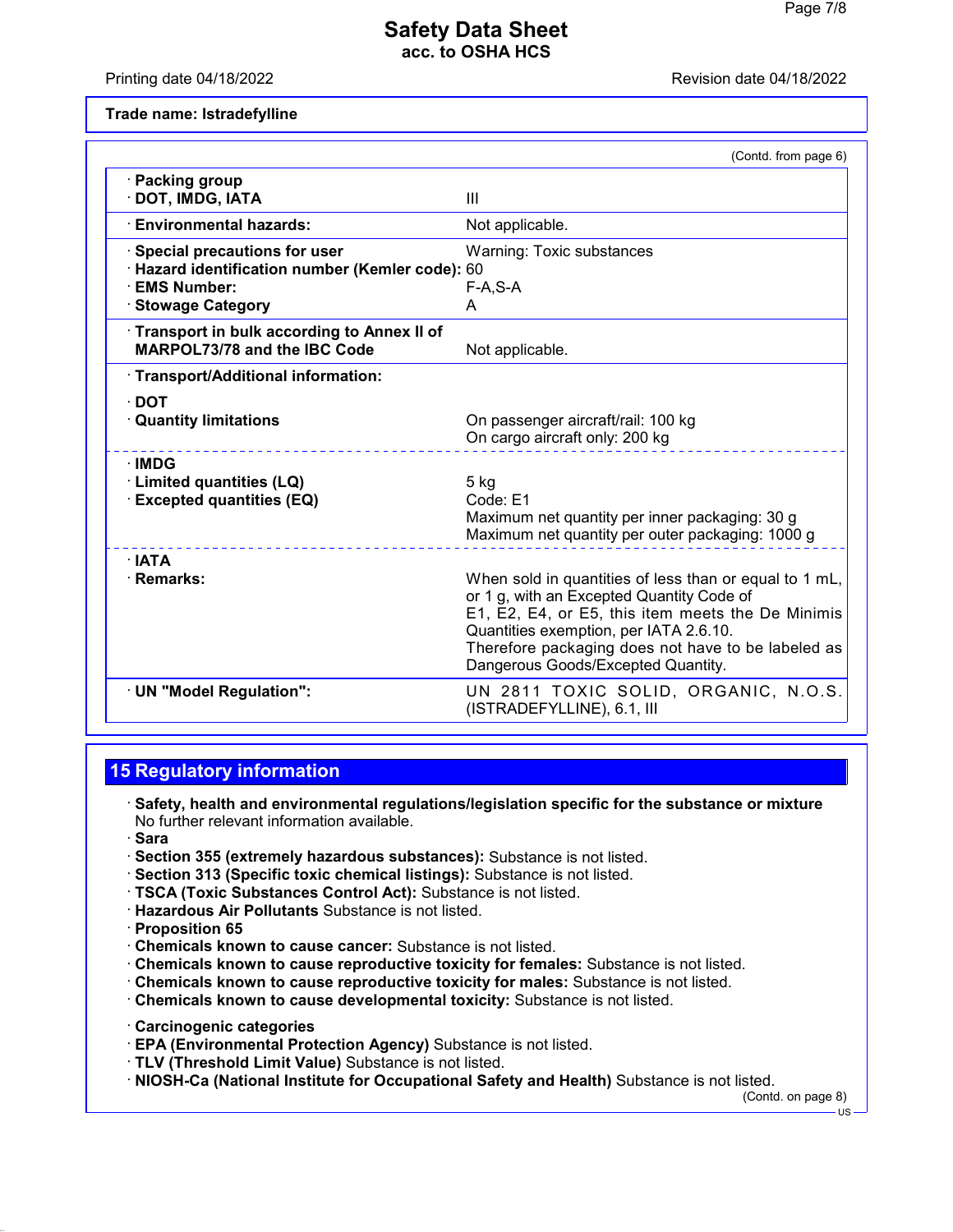Trade name: Istradefylline

(Contd. from page 6)

| | |
|---|---|
| · **Packing group** · **DOT, IMDG, IATA** | III |
| · **Environmental hazards:** | Not applicable. |
| · **Special precautions for user** | Warning: Toxic substances |
| · **Hazard identification number (Kemler code):** | 60 |
| · **EMS Number:** | F-A,S-A |
| · **Stowage Category** | A |
| · **Transport in bulk according to Annex II of MARPOL73/78 and the IBC Code** | Not applicable. |
| · **Transport/Additional information:** | |
| · **DOT** | |
| · **Quantity limitations** | On passenger aircraft/rail: 100 kg<br>On cargo aircraft only: 200 kg |
| · **IMDG** | |
| · **Limited quantities (LQ)** | 5 kg |
| · **Excepted quantities (EQ)** | Code: E1<br>Maximum net quantity per inner packaging: 30 g<br>Maximum net quantity per outer packaging: 1000 g |
| · **IATA** | |
| · **Remarks:** | When sold in quantities of less than or equal to 1 mL, or 1 g, with an Excepted Quantity Code of E1, E2, E4, or E5, this item meets the De Minimis Quantities exemption, per IATA 2.6.10. Therefore packaging does not have to be labeled as Dangerous Goods/Excepted Quantity. |
| · **UN "Model Regulation":** | UN 2811 TOXIC SOLID, ORGANIC, N.O.S. (ISTRADEFYLLINE), 6.1, III |

## 15 Regulatory information

· **Safety, health and environmental regulations/legislation specific for the substance or mixture**
No further relevant information available.

· **Sara**

· **Section 355 (extremely hazardous substances):** Substance is not listed.

· **Section 313 (Specific toxic chemical listings):** Substance is not listed.

· **TSCA (Toxic Substances Control Act):** Substance is not listed.

· **Hazardous Air Pollutants** Substance is not listed.

· **Proposition 65**

· **Chemicals known to cause cancer:** Substance is not listed.

· **Chemicals known to cause reproductive toxicity for females:** Substance is not listed.

· **Chemicals known to cause reproductive toxicity for males:** Substance is not listed.

· **Chemicals known to cause developmental toxicity:** Substance is not listed.

· **Carcinogenic categories**

· **EPA (Environmental Protection Agency)** Substance is not listed.

· **TLV (Threshold Limit Value)** Substance is not listed.

· **NIOSH-Ca (National Institute for Occupational Safety and Health)** Substance is not listed.

(Contd. on page 8)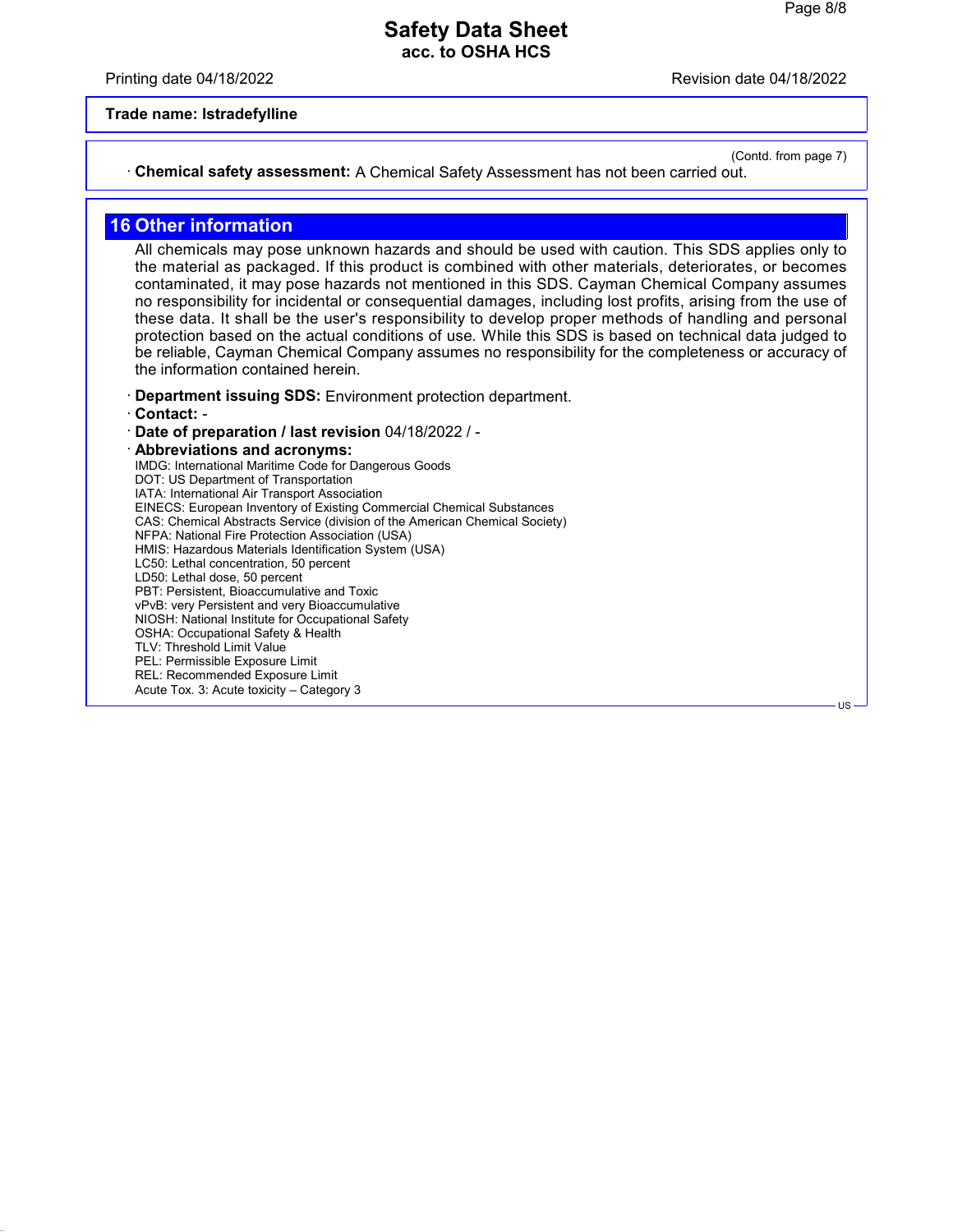(Contd. from page 7)

· **Chemical safety assessment:** A Chemical Safety Assessment has not been carried out.

## 16 Other information

All chemicals may pose unknown hazards and should be used with caution. This SDS applies only to the material as packaged. If this product is combined with other materials, deteriorates, or becomes contaminated, it may pose hazards not mentioned in this SDS. Cayman Chemical Company assumes no responsibility for incidental or consequential damages, including lost profits, arising from the use of these data. It shall be the user's responsibility to develop proper methods of handling and personal protection based on the actual conditions of use. While this SDS is based on technical data judged to be reliable, Cayman Chemical Company assumes no responsibility for the completeness or accuracy of the information contained herein.

· **Department issuing SDS:** Environment protection department.

· **Contact:** -

· **Date of preparation / last revision** 04/18/2022 / -

· **Abbreviations and acronyms:**

IMDG: International Maritime Code for Dangerous Goods
DOT: US Department of Transportation
IATA: International Air Transport Association
EINECS: European Inventory of Existing Commercial Chemical Substances
CAS: Chemical Abstracts Service (division of the American Chemical Society)
NFPA: National Fire Protection Association (USA)
HMIS: Hazardous Materials Identification System (USA)
LC50: Lethal concentration, 50 percent
LD50: Lethal dose, 50 percent
PBT: Persistent, Bioaccumulative and Toxic
vPvB: very Persistent and very Bioaccumulative
NIOSH: National Institute for Occupational Safety
OSHA: Occupational Safety & Health
TLV: Threshold Limit Value
PEL: Permissible Exposure Limit
REL: Recommended Exposure Limit
Acute Tox. 3: Acute toxicity – Category 3